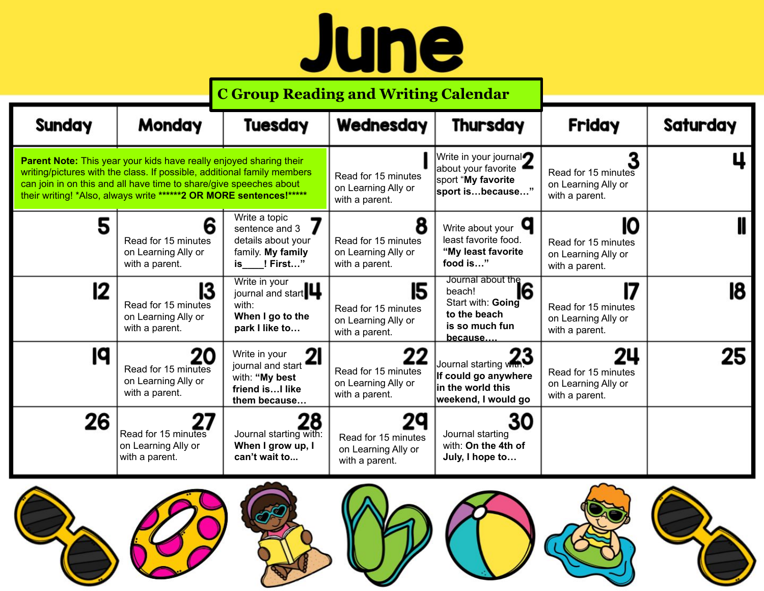# June

## C Group Reading and Writing Calendar

| Sunday | Monday | Tuesday | Wednesday | Thursday | Friday | Saturday |
|---|---|---|---|---|---|---|
| **Parent Note:** This year your kids have really enjoyed sharing their writing/pictures with the class. If possible, additional family members can join in on this and all have time to share/give speeches about their writing! *Also, always write **\*\*\*\*\*\*2 OR MORE sentences!\*\*\*\*\*** | | | 1 Read for 15 minutes on Learning Ally or with a parent. | 2 Write in your journal about your favorite sport "**My favorite sport is…because…**" | 3 Read for 15 minutes on Learning Ally or with a parent. | 4 |
| 5 | 6 Read for 15 minutes on Learning Ally or with a parent. | 7 Write a topic sentence and 3 details about your family. **My family is____! First…"** | 8 Read for 15 minutes on Learning Ally or with a parent. | 9 Write about your least favorite food. **"My least favorite food is…"** | 10 Read for 15 minutes on Learning Ally or with a parent. | 11 |
| 12 | 13 Read for 15 minutes on Learning Ally or with a parent. | 14 Write in your journal and start with: **When I go to the park I like to…** | 15 Read for 15 minutes on Learning Ally or with a parent. | 16 Journal about the beach! Start with: **Going to the beach is so much fun because….** | 17 Read for 15 minutes on Learning Ally or with a parent. | 18 |
| 19 | 20 Read for 15 minutes on Learning Ally or with a parent. | 21 Write in your journal and start with: **"My best friend is…I like them because…** | 22 Read for 15 minutes on Learning Ally or with a parent. | 23 Journal starting with: **If could go anywhere in the world this weekend, I would go** | 24 Read for 15 minutes on Learning Ally or with a parent. | 25 |
| 26 | 27 Read for 15 minutes on Learning Ally or with a parent. | 28 Journal starting with: **When I grow up, I can't wait to...** | 29 Read for 15 minutes on Learning Ally or with a parent. | 30 Journal starting with: **On the 4th of July, I hope to…** | | |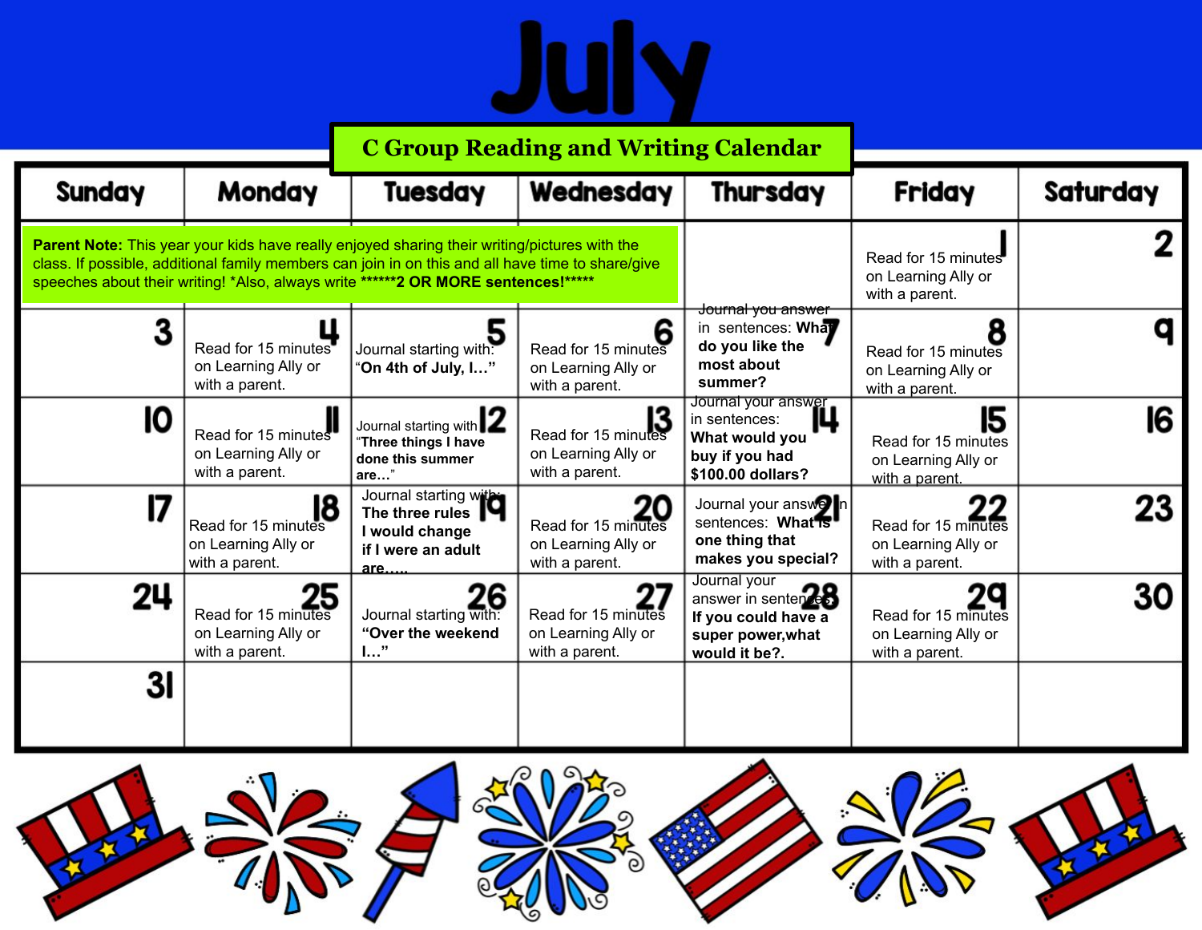# July

## C Group Reading and Writing Calendar

| Sunday | Monday | Tuesday | Wednesday | Thursday | Friday | Saturday |
|---|---|---|---|---|---|---|
| **Parent Note:** This year your kids have really enjoyed sharing their writing/pictures with the class. If possible, additional family members can join in on this and all have time to share/give speeches about their writing! *Also, always write ******2 OR MORE sentences!****** | | | | | 1 Read for 15 minutes on Learning Ally or with a parent. | 2 |
| 3 | 4 Read for 15 minutes on Learning Ally or with a parent. | 5 Journal starting with: "**On 4th of July, I…**" | 6 Read for 15 minutes on Learning Ally or with a parent. | 7 Journal you answer in sentences: **What do you like the most about summer?** | 8 Read for 15 minutes on Learning Ally or with a parent. | 9 |
| 10 | 11 Read for 15 minutes on Learning Ally or with a parent. | 12 Journal starting with "**Three things I have done this summer are…**" | 13 Read for 15 minutes on Learning Ally or with a parent. | 14 Journal your answer in sentences: **What would you buy if you had $100.00 dollars?** | 15 Read for 15 minutes on Learning Ally or with a parent. | 16 |
| 17 | 18 Read for 15 minutes on Learning Ally or with a parent. | 19 Journal starting with: **The three rules I would change if I were an adult are…..** | 20 Read for 15 minutes on Learning Ally or with a parent. | 21 Journal your answer in sentences: **What is one thing that makes you special?** | 22 Read for 15 minutes on Learning Ally or with a parent. | 23 |
| 24 | 25 Read for 15 minutes on Learning Ally or with a parent. | 26 Journal starting with: **"Over the weekend I…"** | 27 Read for 15 minutes on Learning Ally or with a parent. | 28 Journal your answer in sentences: **If you could have a super power,what would it be?.** | 29 Read for 15 minutes on Learning Ally or with a parent. | 30 |
| 31 | | | | | | |